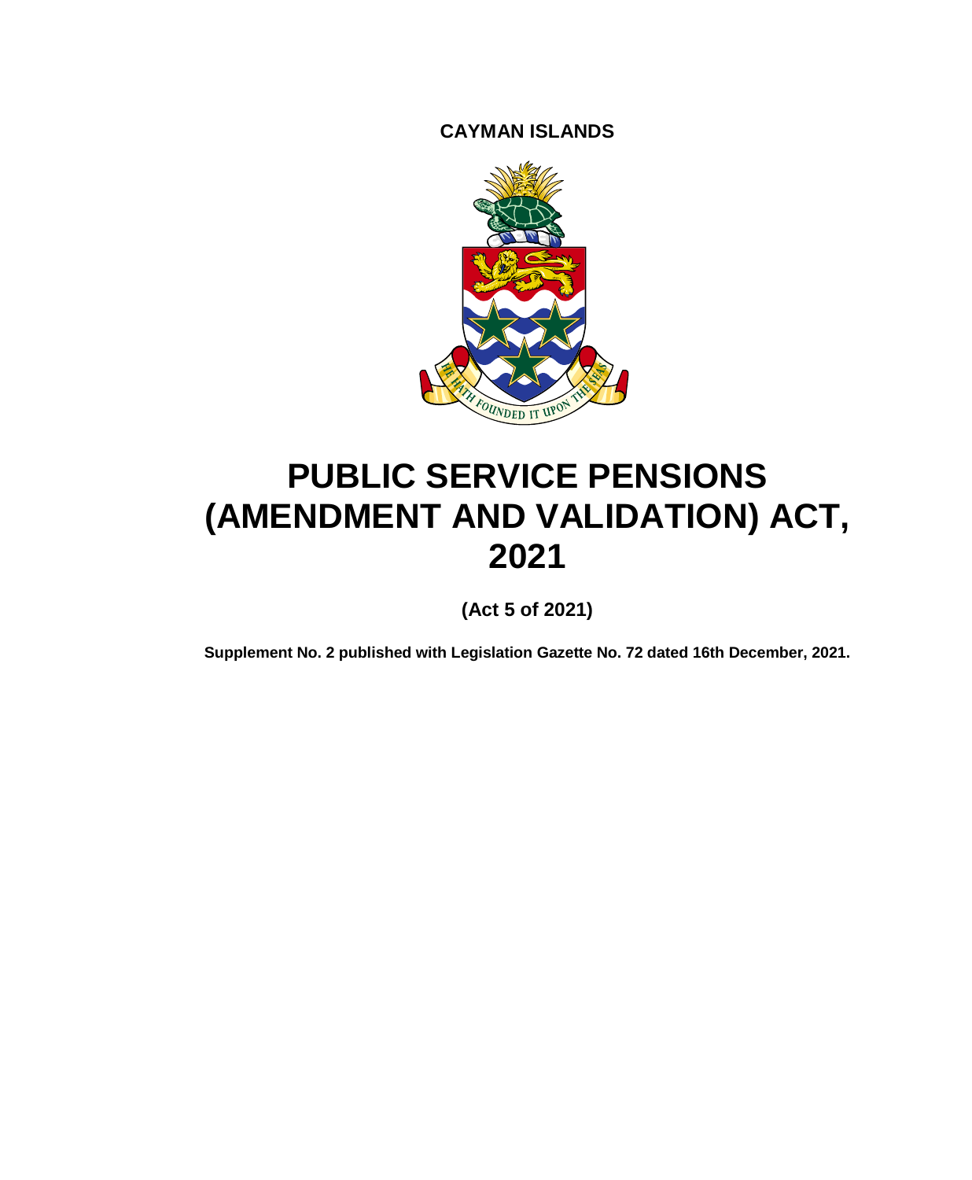**CAYMAN ISLANDS**

# PUBLIC SERVICE PENSIONS (AMENDMENT AND VALIDATION) ACT, 2021

**(Act 5 of 2021)**

**Supplement No. 2 published with Legislation Gazette No. 72 dated 16th December, 2021.**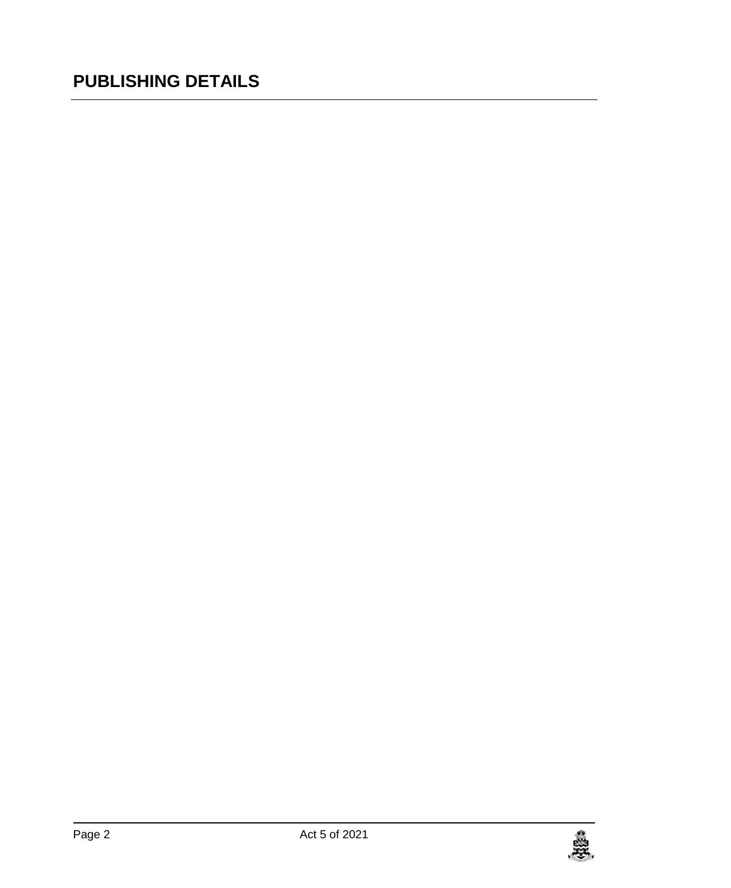# PUBLISHING DETAILS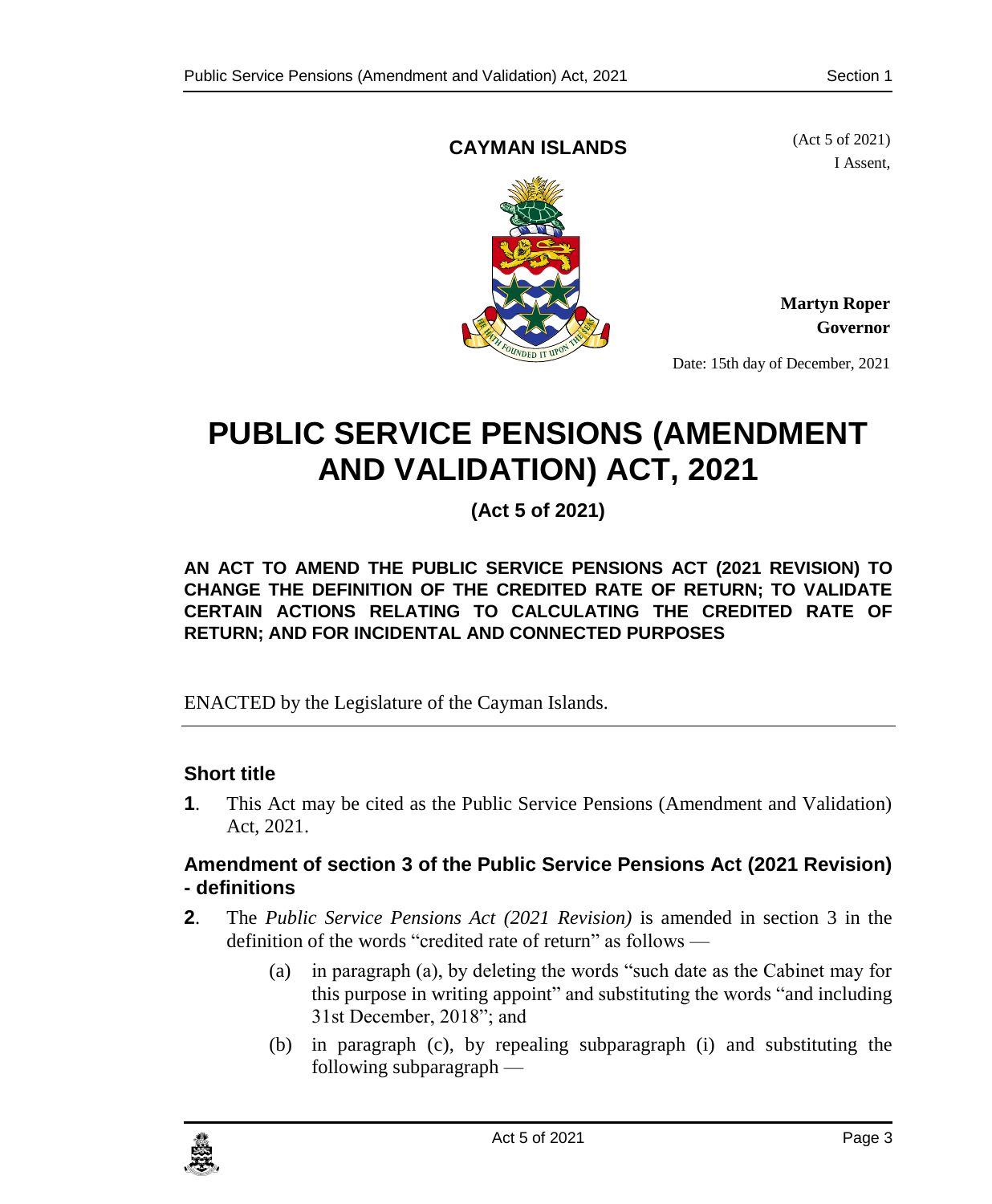**CAYMAN ISLANDS**

(Act 5 of 2021)

I Assent,

**Martyn Roper**
**Governor**

Date: 15th day of December, 2021

# PUBLIC SERVICE PENSIONS (AMENDMENT AND VALIDATION) ACT, 2021

**(Act 5 of 2021)**

**AN ACT TO AMEND THE PUBLIC SERVICE PENSIONS ACT (2021 REVISION) TO CHANGE THE DEFINITION OF THE CREDITED RATE OF RETURN; TO VALIDATE CERTAIN ACTIONS RELATING TO CALCULATING THE CREDITED RATE OF RETURN; AND FOR INCIDENTAL AND CONNECTED PURPOSES**

ENACTED by the Legislature of the Cayman Islands.

### Short title

**1**. This Act may be cited as the Public Service Pensions (Amendment and Validation) Act, 2021.

### Amendment of section 3 of the Public Service Pensions Act (2021 Revision) - definitions

**2**. The *Public Service Pensions Act (2021 Revision)* is amended in section 3 in the definition of the words "credited rate of return" as follows —

(a) in paragraph (a), by deleting the words "such date as the Cabinet may for this purpose in writing appoint" and substituting the words "and including 31st December, 2018"; and

(b) in paragraph (c), by repealing subparagraph (i) and substituting the following subparagraph —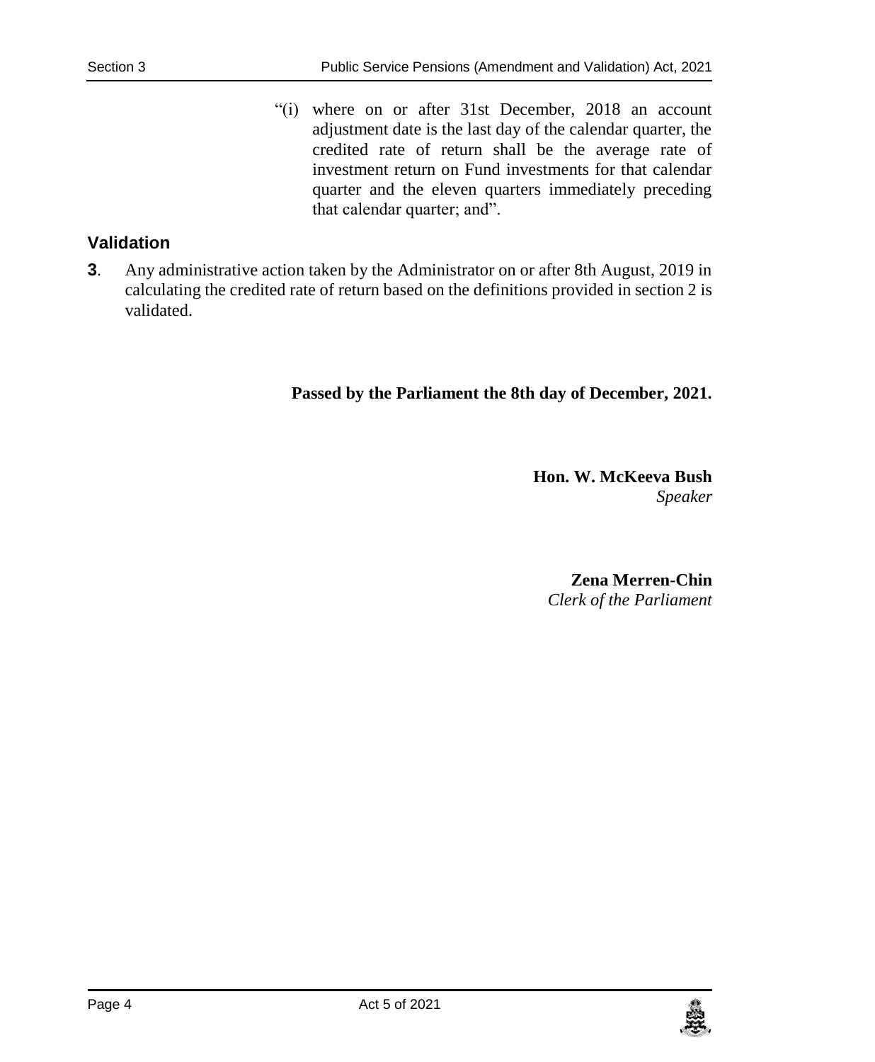"(i) where on or after 31st December, 2018 an account adjustment date is the last day of the calendar quarter, the credited rate of return shall be the average rate of investment return on Fund investments for that calendar quarter and the eleven quarters immediately preceding that calendar quarter; and".

## Validation

**3**. Any administrative action taken by the Administrator on or after 8th August, 2019 in calculating the credited rate of return based on the definitions provided in section 2 is validated.

**Passed by the Parliament the 8th day of December, 2021.**

**Hon. W. McKeeva Bush**
*Speaker*

**Zena Merren-Chin**
*Clerk of the Parliament*